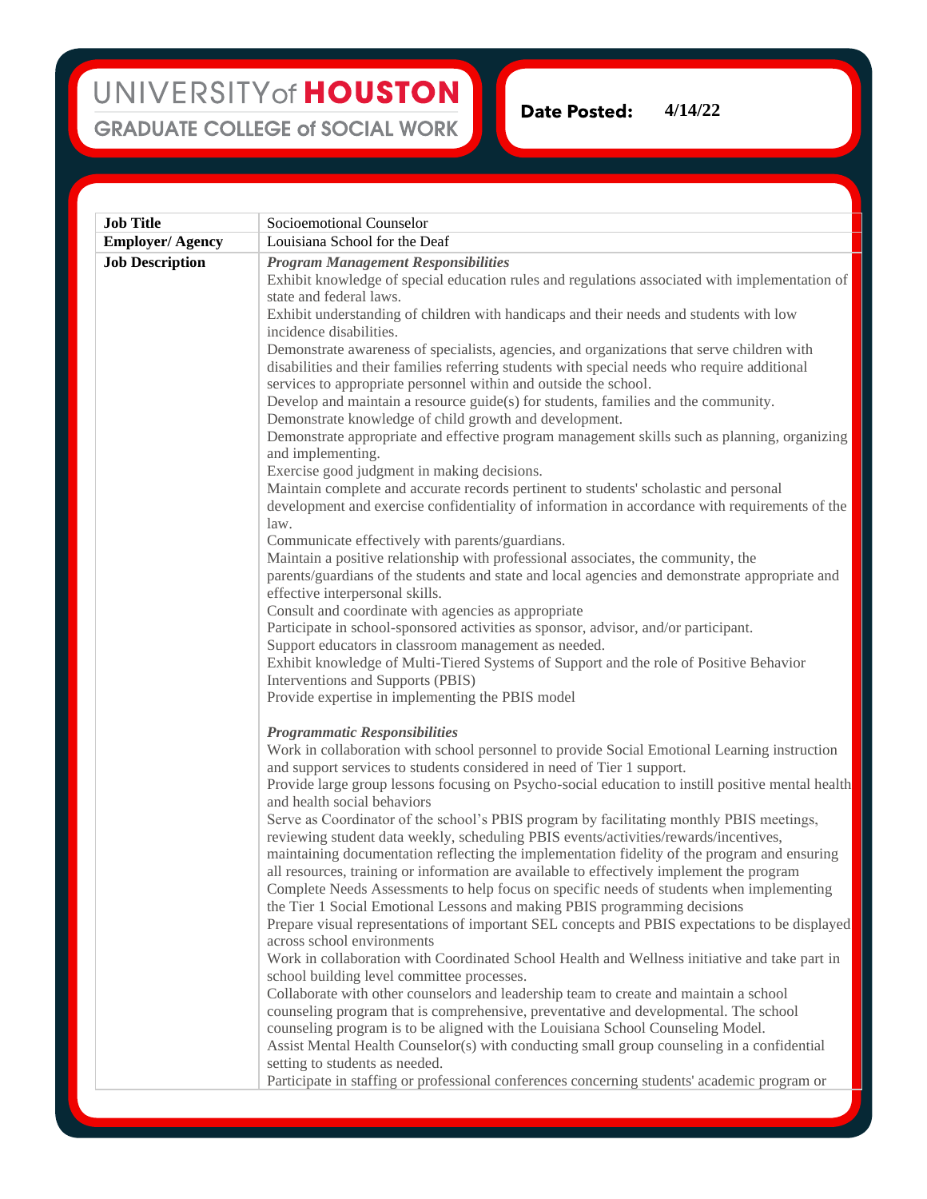UNIVERSITY of HOUSTON
GRADUATE COLLEGE of SOCIAL WORK

**Date Posted:** 4/14/22

| | |
|---|---|
| **Job Title** | Socioemotional Counselor |
| **Employer/ Agency** | Louisiana School for the Deaf |
| **Job Description** | ***Program Management Responsibilities***<br>Exhibit knowledge of special education rules and regulations associated with implementation of state and federal laws.<br>Exhibit understanding of children with handicaps and their needs and students with low incidence disabilities.<br>Demonstrate awareness of specialists, agencies, and organizations that serve children with disabilities and their families referring students with special needs who require additional services to appropriate personnel within and outside the school.<br>Develop and maintain a resource guide(s) for students, families and the community.<br>Demonstrate knowledge of child growth and development.<br>Demonstrate appropriate and effective program management skills such as planning, organizing and implementing.<br>Exercise good judgment in making decisions.<br>Maintain complete and accurate records pertinent to students' scholastic and personal development and exercise confidentiality of information in accordance with requirements of the law.<br>Communicate effectively with parents/guardians.<br>Maintain a positive relationship with professional associates, the community, the parents/guardians of the students and state and local agencies and demonstrate appropriate and effective interpersonal skills.<br>Consult and coordinate with agencies as appropriate<br>Participate in school-sponsored activities as sponsor, advisor, and/or participant.<br>Support educators in classroom management as needed.<br>Exhibit knowledge of Multi-Tiered Systems of Support and the role of Positive Behavior Interventions and Supports (PBIS)<br>Provide expertise in implementing the PBIS model<br><br>***Programmatic Responsibilities***<br>Work in collaboration with school personnel to provide Social Emotional Learning instruction and support services to students considered in need of Tier 1 support.<br>Provide large group lessons focusing on Psycho-social education to instill positive mental health and health social behaviors<br>Serve as Coordinator of the school's PBIS program by facilitating monthly PBIS meetings, reviewing student data weekly, scheduling PBIS events/activities/rewards/incentives, maintaining documentation reflecting the implementation fidelity of the program and ensuring all resources, training or information are available to effectively implement the program<br>Complete Needs Assessments to help focus on specific needs of students when implementing the Tier 1 Social Emotional Lessons and making PBIS programming decisions<br>Prepare visual representations of important SEL concepts and PBIS expectations to be displayed across school environments<br>Work in collaboration with Coordinated School Health and Wellness initiative and take part in school building level committee processes.<br>Collaborate with other counselors and leadership team to create and maintain a school counseling program that is comprehensive, preventative and developmental. The school counseling program is to be aligned with the Louisiana School Counseling Model.<br>Assist Mental Health Counselor(s) with conducting small group counseling in a confidential setting to students as needed.<br>Participate in staffing or professional conferences concerning students' academic program or |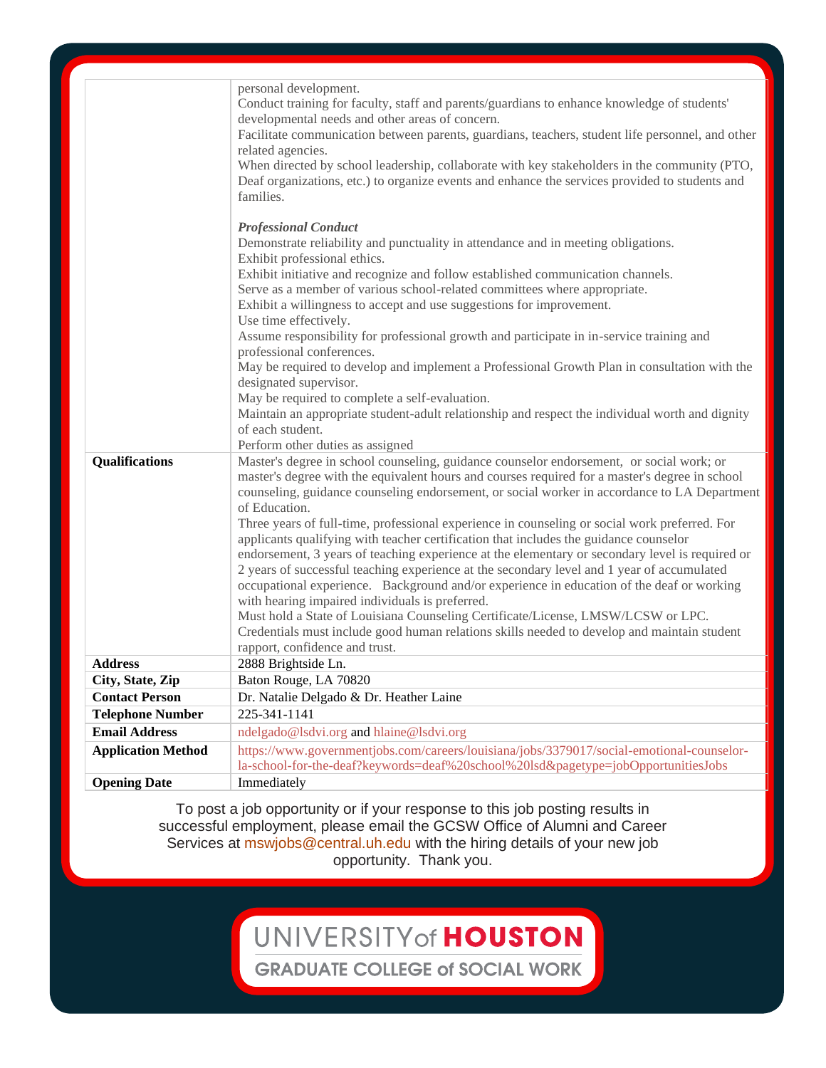| | |
|---|---|
| | personal development.<br>Conduct training for faculty, staff and parents/guardians to enhance knowledge of students' developmental needs and other areas of concern.<br>Facilitate communication between parents, guardians, teachers, student life personnel, and other related agencies.<br>When directed by school leadership, collaborate with key stakeholders in the community (PTO, Deaf organizations, etc.) to organize events and enhance the services provided to students and families.<br><br>***Professional Conduct***<br>Demonstrate reliability and punctuality in attendance and in meeting obligations.<br>Exhibit professional ethics.<br>Exhibit initiative and recognize and follow established communication channels.<br>Serve as a member of various school-related committees where appropriate.<br>Exhibit a willingness to accept and use suggestions for improvement.<br>Use time effectively.<br>Assume responsibility for professional growth and participate in in-service training and professional conferences.<br>May be required to develop and implement a Professional Growth Plan in consultation with the designated supervisor.<br>May be required to complete a self-evaluation.<br>Maintain an appropriate student-adult relationship and respect the individual worth and dignity of each student.<br>Perform other duties as assigned |
| **Qualifications** | Master's degree in school counseling, guidance counselor endorsement, or social work; or master's degree with the equivalent hours and courses required for a master's degree in school counseling, guidance counseling endorsement, or social worker in accordance to LA Department of Education.<br>Three years of full-time, professional experience in counseling or social work preferred. For applicants qualifying with teacher certification that includes the guidance counselor endorsement, 3 years of teaching experience at the elementary or secondary level is required or 2 years of successful teaching experience at the secondary level and 1 year of accumulated occupational experience. Background and/or experience in education of the deaf or working with hearing impaired individuals is preferred.<br>Must hold a State of Louisiana Counseling Certificate/License, LMSW/LCSW or LPC.<br>Credentials must include good human relations skills needed to develop and maintain student rapport, confidence and trust. |
| **Address** | 2888 Brightside Ln. |
| **City, State, Zip** | Baton Rouge, LA 70820 |
| **Contact Person** | Dr. Natalie Delgado & Dr. Heather Laine |
| **Telephone Number** | 225-341-1141 |
| **Email Address** | ndelgado@lsdvi.org and hlaine@lsdvi.org |
| **Application Method** | https://www.governmentjobs.com/careers/louisiana/jobs/3379017/social-emotional-counselor-la-school-for-the-deaf?keywords=deaf%20school%20lsd&pagetype=jobOpportunitiesJobs |
| **Opening Date** | Immediately |

To post a job opportunity or if your response to this job posting results in successful employment, please email the GCSW Office of Alumni and Career Services at mswjobs@central.uh.edu with the hiring details of your new job opportunity. Thank you.

UNIVERSITY of HOUSTON
GRADUATE COLLEGE of SOCIAL WORK